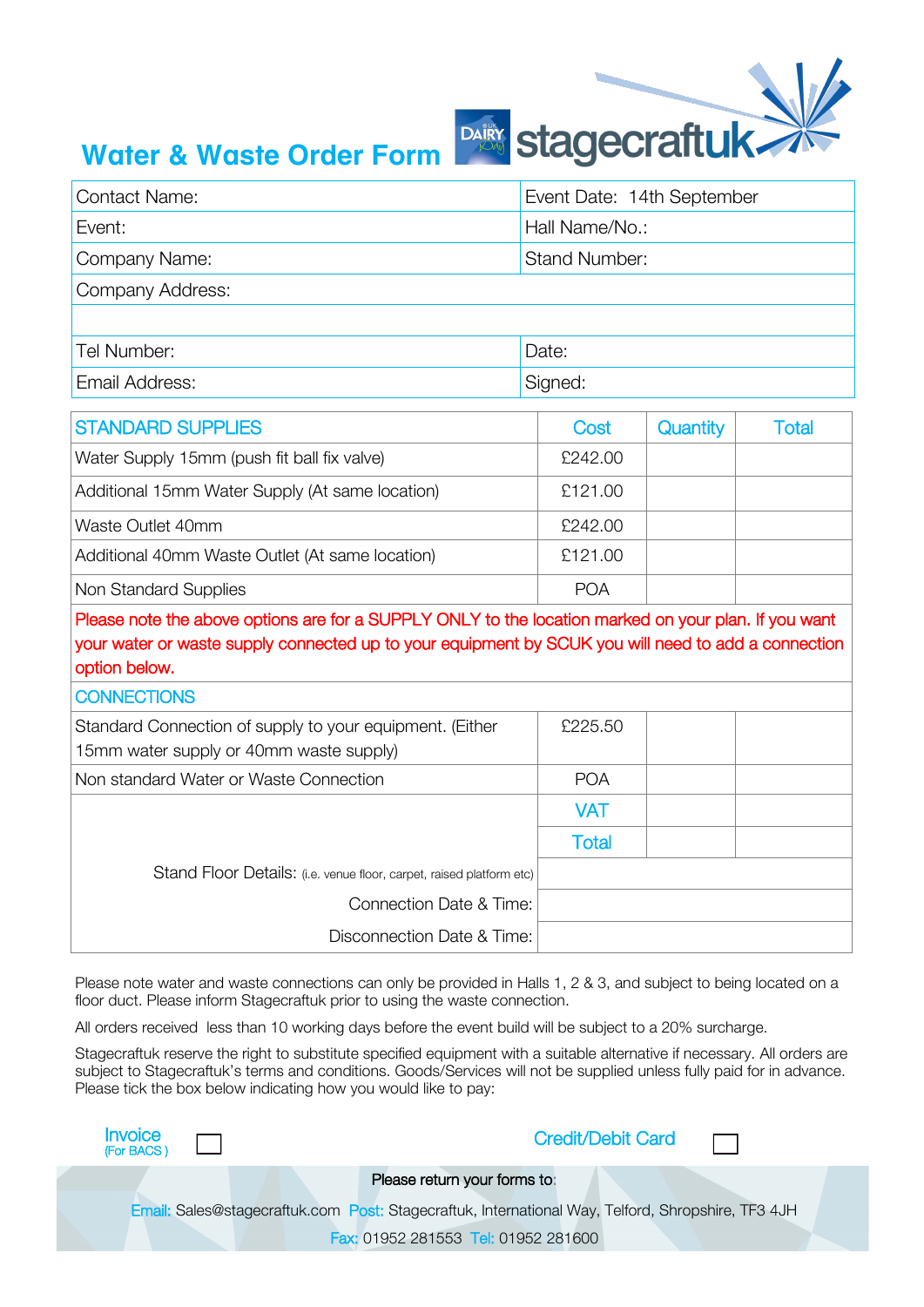# Water & Waste Order Form

stagecraftuk

| Contact Name: | Event Date: 14th September |
|---|---|
| Event: | Hall Name/No.: |
| Company Name: | Stand Number: |
| Company Address: | |
| | |
| Tel Number: | Date: |
| Email Address: | Signed: |

| STANDARD SUPPLIES | Cost | Quantity | Total |
|---|---|---|---|
| Water Supply 15mm (push fit ball fix valve) | £242.00 | | |
| Additional 15mm Water Supply (At same location) | £121.00 | | |
| Waste Outlet 40mm | £242.00 | | |
| Additional 40mm Waste Outlet (At same location) | £121.00 | | |
| Non Standard Supplies | POA | | |
| Please note the above options are for a SUPPLY ONLY to the location marked on your plan. If you want your water or waste supply connected up to your equipment by SCUK you will need to add a connection option below. | | | |
| CONNECTIONS | | | |
| Standard Connection of supply to your equipment. (Either 15mm water supply or 40mm waste supply) | £225.50 | | |
| Non standard Water or Waste Connection | POA | | |
| | VAT | | |
| | Total | | |
| Stand Floor Details: (i.e. venue floor, carpet, raised platform etc) | | | |
| Connection Date & Time: | | | |
| Disconnection Date & Time: | | | |

Please note water and waste connections can only be provided in Halls 1, 2 & 3, and subject to being located on a floor duct. Please inform Stagecraftuk prior to using the waste connection.

All orders received less than 10 working days before the event build will be subject to a 20% surcharge.

Stagecraftuk reserve the right to substitute specified equipment with a suitable alternative if necessary. All orders are subject to Stagecraftuk's terms and conditions. Goods/Services will not be supplied unless fully paid for in advance. Please tick the box below indicating how you would like to pay:

Invoice (For BACS) ☐ Credit/Debit Card ☐

Please return your forms to:

Email: Sales@stagecraftuk.com Post: Stagecraftuk, International Way, Telford, Shropshire, TF3 4JH

Fax: 01952 281553 Tel: 01952 281600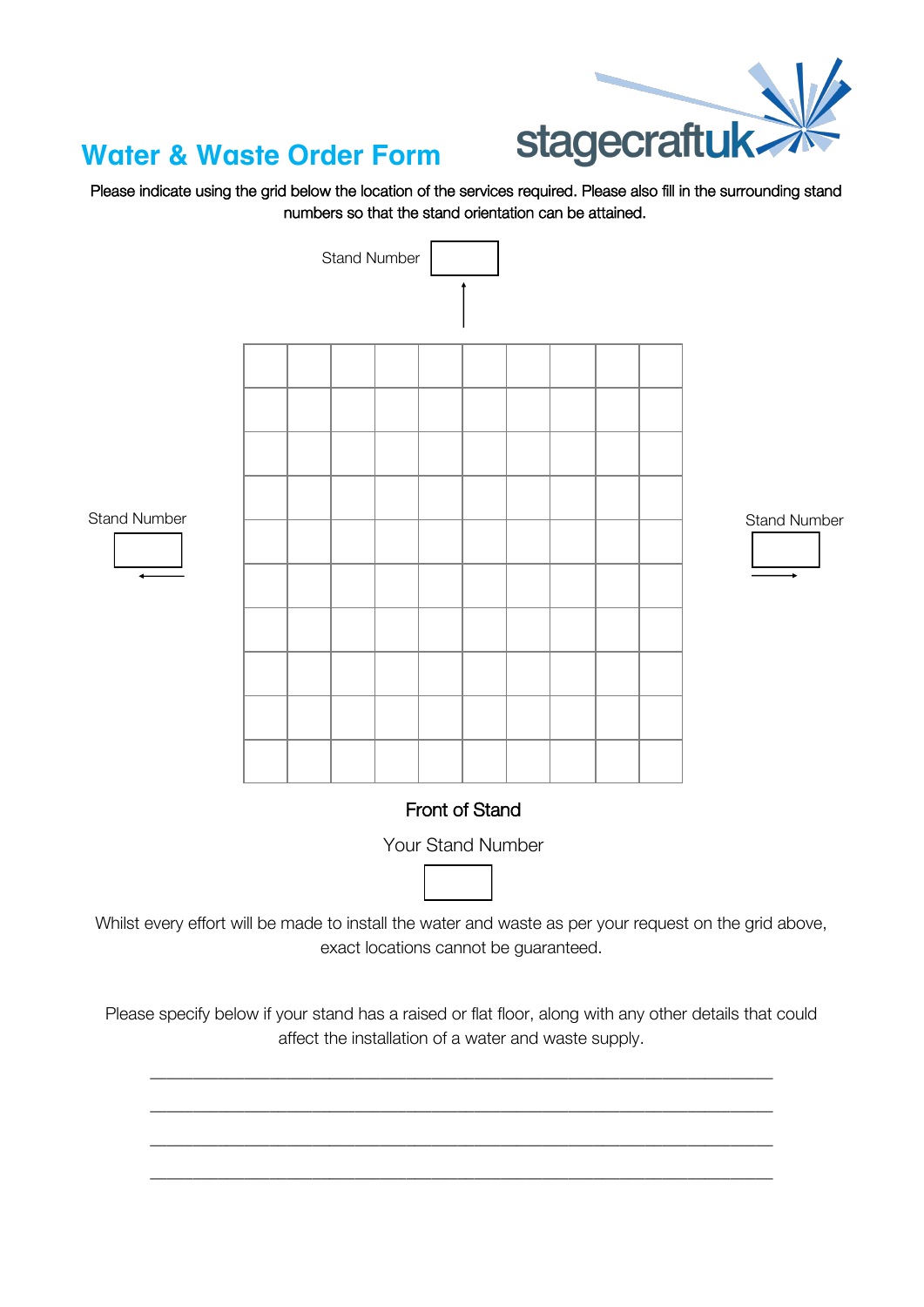# Water & Waste Order Form

stagecraftuk

Please indicate using the grid below the location of the services required. Please also fill in the surrounding stand numbers so that the stand orientation can be attained.

Stand Number

Stand Number

Stand Number

| | | | | | | | | | |
|---|---|---|---|---|---|---|---|---|---|
| | | | | | | | | | |
| | | | | | | | | | |
| | | | | | | | | | |
| | | | | | | | | | |
| | | | | | | | | | |
| | | | | | | | | | |
| | | | | | | | | | |
| | | | | | | | | | |
| | | | | | | | | | |
| | | | | | | | | | |

Front of Stand

Your Stand Number

Whilst every effort will be made to install the water and waste as per your request on the grid above, exact locations cannot be guaranteed.

Please specify below if your stand has a raised or flat floor, along with any other details that could affect the installation of a water and waste supply.

______________________________________________________________________

______________________________________________________________________

______________________________________________________________________

______________________________________________________________________